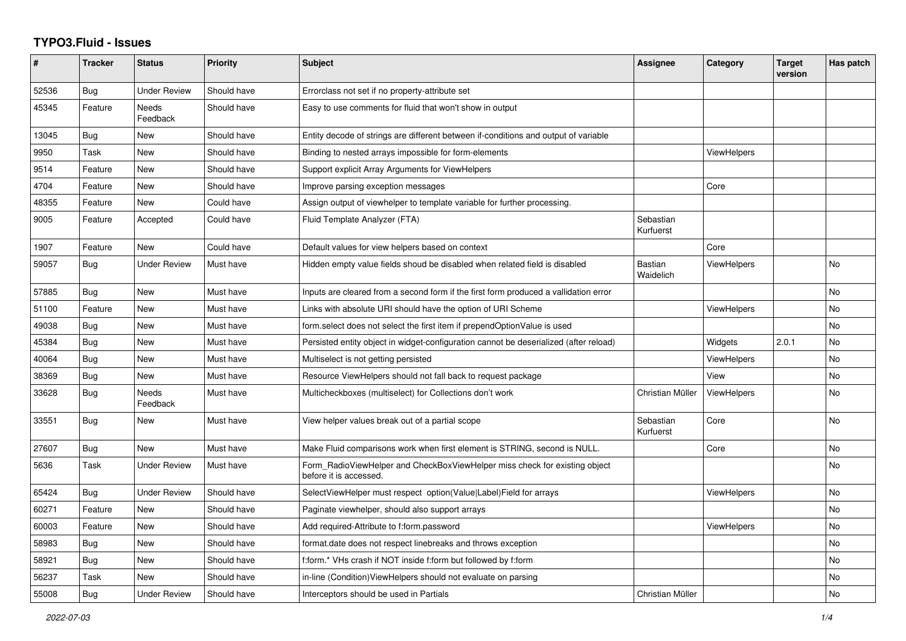# TYPO3.Fluid - Issues

| # | Tracker | Status | Priority | Subject | Assignee | Category | Target version | Has patch |
|---|---|---|---|---|---|---|---|---|
| 52536 | Bug | Under Review | Should have | Errorclass not set if no property-attribute set | | | | |
| 45345 | Feature | Needs Feedback | Should have | Easy to use comments for fluid that won't show in output | | | | |
| 13045 | Bug | New | Should have | Entity decode of strings are different between if-conditions and output of variable | | | | |
| 9950 | Task | New | Should have | Binding to nested arrays impossible for form-elements | | ViewHelpers | | |
| 9514 | Feature | New | Should have | Support explicit Array Arguments for ViewHelpers | | | | |
| 4704 | Feature | New | Should have | Improve parsing exception messages | | Core | | |
| 48355 | Feature | New | Could have | Assign output of viewhelper to template variable for further processing. | | | | |
| 9005 | Feature | Accepted | Could have | Fluid Template Analyzer (FTA) | Sebastian Kurfuerst | | | |
| 1907 | Feature | New | Could have | Default values for view helpers based on context | | Core | | |
| 59057 | Bug | Under Review | Must have | Hidden empty value fields shoud be disabled when related field is disabled | Bastian Waidelich | ViewHelpers | | No |
| 57885 | Bug | New | Must have | Inputs are cleared from a second form if the first form produced a vallidation error | | | | No |
| 51100 | Feature | New | Must have | Links with absolute URI should have the option of URI Scheme | | ViewHelpers | | No |
| 49038 | Bug | New | Must have | form.select does not select the first item if prependOptionValue is used | | | | No |
| 45384 | Bug | New | Must have | Persisted entity object in widget-configuration cannot be deserialized (after reload) | | Widgets | 2.0.1 | No |
| 40064 | Bug | New | Must have | Multiselect is not getting persisted | | ViewHelpers | | No |
| 38369 | Bug | New | Must have | Resource ViewHelpers should not fall back to request package | | View | | No |
| 33628 | Bug | Needs Feedback | Must have | Multicheckboxes (multiselect) for Collections don't work | Christian Müller | ViewHelpers | | No |
| 33551 | Bug | New | Must have | View helper values break out of a partial scope | Sebastian Kurfuerst | Core | | No |
| 27607 | Bug | New | Must have | Make Fluid comparisons work when first element is STRING, second is NULL. | | Core | | No |
| 5636 | Task | Under Review | Must have | Form_RadioViewHelper and CheckBoxViewHelper miss check for existing object before it is accessed. | | | | No |
| 65424 | Bug | Under Review | Should have | SelectViewHelper must respect option(Value\|Label)Field for arrays | | ViewHelpers | | No |
| 60271 | Feature | New | Should have | Paginate viewhelper, should also support arrays | | | | No |
| 60003 | Feature | New | Should have | Add required-Attribute to f:form.password | | ViewHelpers | | No |
| 58983 | Bug | New | Should have | format.date does not respect linebreaks and throws exception | | | | No |
| 58921 | Bug | New | Should have | f:form.* VHs crash if NOT inside f:form but followed by f:form | | | | No |
| 56237 | Task | New | Should have | in-line (Condition)ViewHelpers should not evaluate on parsing | | | | No |
| 55008 | Bug | Under Review | Should have | Interceptors should be used in Partials | Christian Müller | | | No |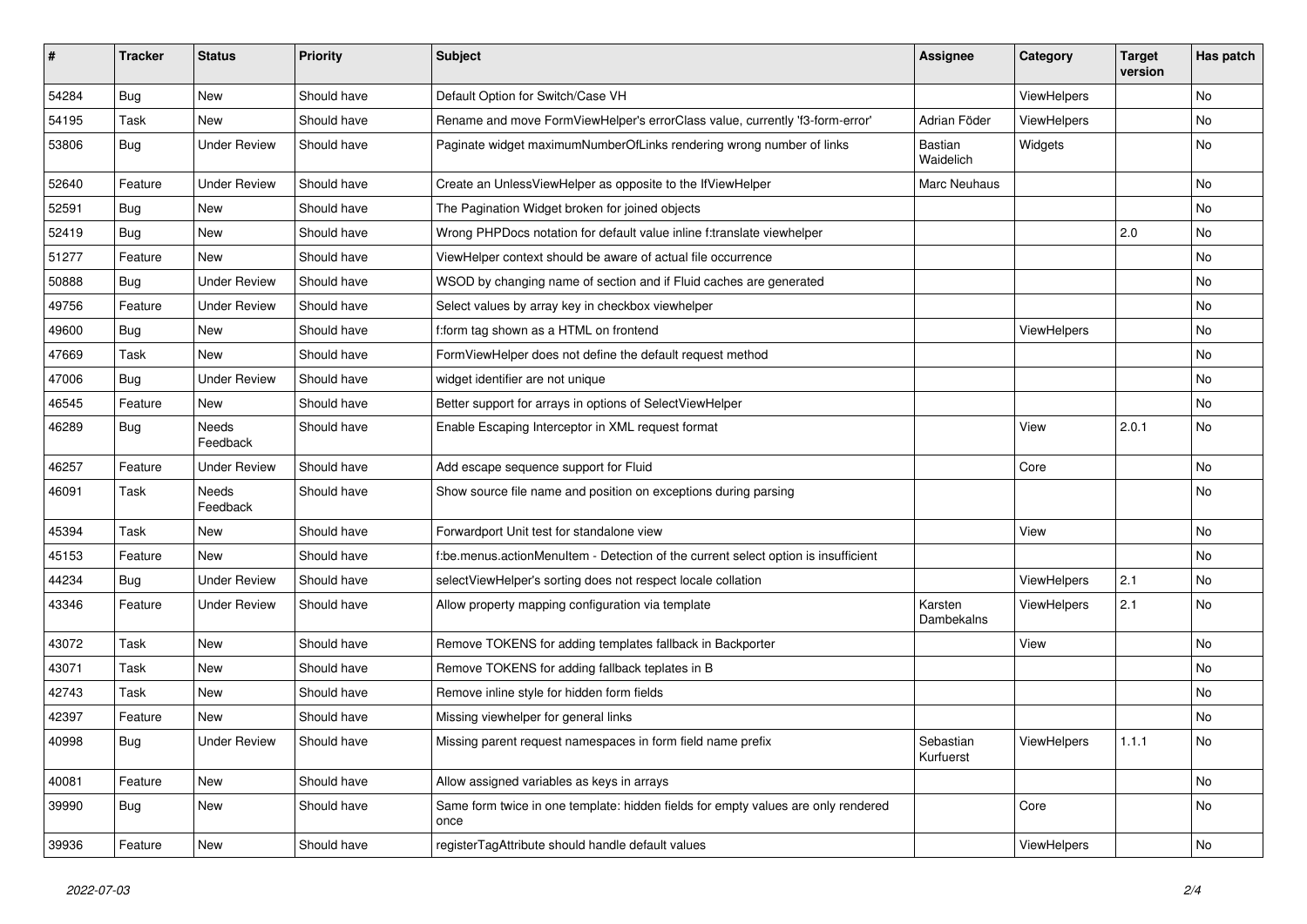| # | Tracker | Status | Priority | Subject | Assignee | Category | Target version | Has patch |
|---|---|---|---|---|---|---|---|---|
| 54284 | Bug | New | Should have | Default Option for Switch/Case VH | | ViewHelpers | | No |
| 54195 | Task | New | Should have | Rename and move FormViewHelper's errorClass value, currently 'f3-form-error' | Adrian Föder | ViewHelpers | | No |
| 53806 | Bug | Under Review | Should have | Paginate widget maximumNumberOfLinks rendering wrong number of links | Bastian Waidelich | Widgets | | No |
| 52640 | Feature | Under Review | Should have | Create an UnlessViewHelper as opposite to the IfViewHelper | Marc Neuhaus | | | No |
| 52591 | Bug | New | Should have | The Pagination Widget broken for joined objects | | | | No |
| 52419 | Bug | New | Should have | Wrong PHPDocs notation for default value inline f:translate viewhelper | | | 2.0 | No |
| 51277 | Feature | New | Should have | ViewHelper context should be aware of actual file occurrence | | | | No |
| 50888 | Bug | Under Review | Should have | WSOD by changing name of section and if Fluid caches are generated | | | | No |
| 49756 | Feature | Under Review | Should have | Select values by array key in checkbox viewhelper | | | | No |
| 49600 | Bug | New | Should have | f:form tag shown as a HTML on frontend | | ViewHelpers | | No |
| 47669 | Task | New | Should have | FormViewHelper does not define the default request method | | | | No |
| 47006 | Bug | Under Review | Should have | widget identifier are not unique | | | | No |
| 46545 | Feature | New | Should have | Better support for arrays in options of SelectViewHelper | | | | No |
| 46289 | Bug | Needs Feedback | Should have | Enable Escaping Interceptor in XML request format | | View | 2.0.1 | No |
| 46257 | Feature | Under Review | Should have | Add escape sequence support for Fluid | | Core | | No |
| 46091 | Task | Needs Feedback | Should have | Show source file name and position on exceptions during parsing | | | | No |
| 45394 | Task | New | Should have | Forwardport Unit test for standalone view | | View | | No |
| 45153 | Feature | New | Should have | f:be.menus.actionMenuItem - Detection of the current select option is insufficient | | | | No |
| 44234 | Bug | Under Review | Should have | selectViewHelper's sorting does not respect locale collation | | ViewHelpers | 2.1 | No |
| 43346 | Feature | Under Review | Should have | Allow property mapping configuration via template | Karsten Dambekalns | ViewHelpers | 2.1 | No |
| 43072 | Task | New | Should have | Remove TOKENS for adding templates fallback in Backporter | | View | | No |
| 43071 | Task | New | Should have | Remove TOKENS for adding fallback teplates in B | | | | No |
| 42743 | Task | New | Should have | Remove inline style for hidden form fields | | | | No |
| 42397 | Feature | New | Should have | Missing viewhelper for general links | | | | No |
| 40998 | Bug | Under Review | Should have | Missing parent request namespaces in form field name prefix | Sebastian Kurfuerst | ViewHelpers | 1.1.1 | No |
| 40081 | Feature | New | Should have | Allow assigned variables as keys in arrays | | | | No |
| 39990 | Bug | New | Should have | Same form twice in one template: hidden fields for empty values are only rendered once | | Core | | No |
| 39936 | Feature | New | Should have | registerTagAttribute should handle default values | | ViewHelpers | | No |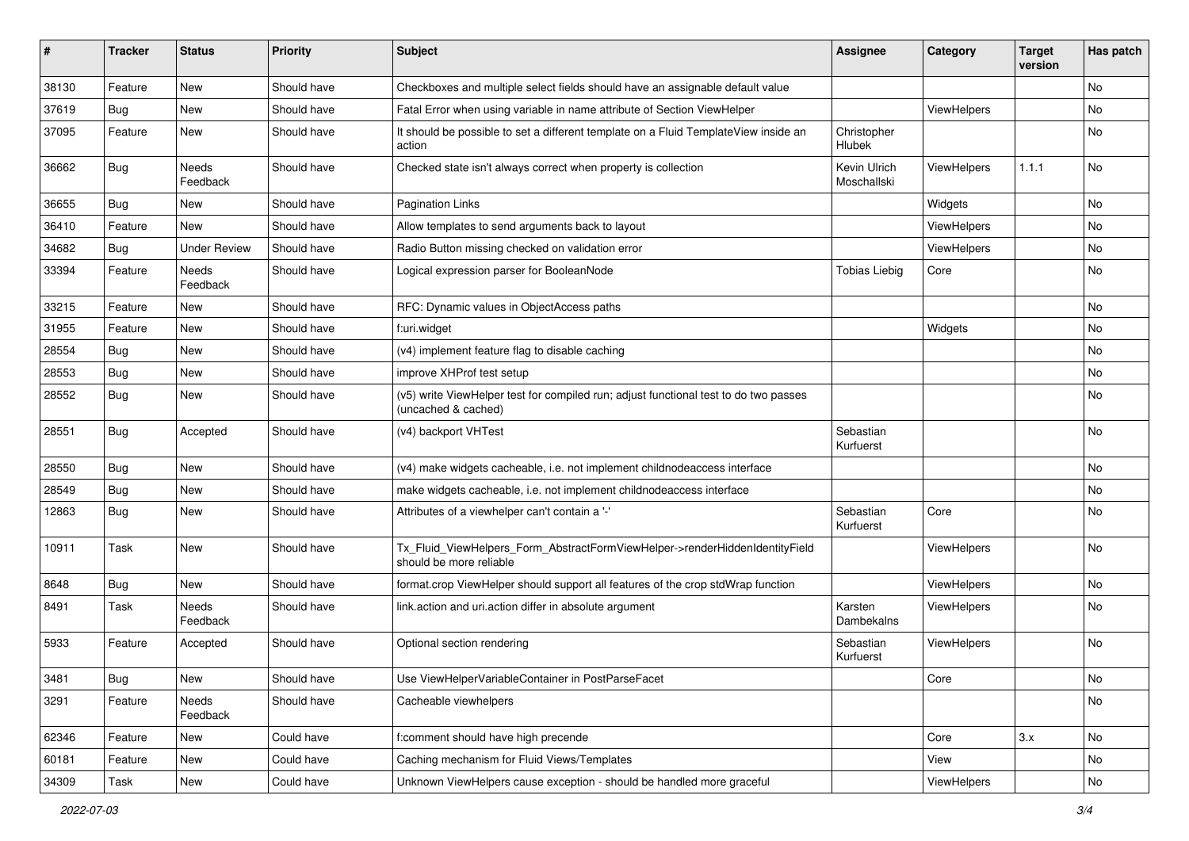| # | Tracker | Status | Priority | Subject | Assignee | Category | Target version | Has patch |
|---|---|---|---|---|---|---|---|---|
| 38130 | Feature | New | Should have | Checkboxes and multiple select fields should have an assignable default value | | | | No |
| 37619 | Bug | New | Should have | Fatal Error when using variable in name attribute of Section ViewHelper | | ViewHelpers | | No |
| 37095 | Feature | New | Should have | It should be possible to set a different template on a Fluid TemplateView inside an action | Christopher Hlubek | | | No |
| 36662 | Bug | Needs Feedback | Should have | Checked state isn't always correct when property is collection | Kevin Ulrich Moschallski | ViewHelpers | 1.1.1 | No |
| 36655 | Bug | New | Should have | Pagination Links | | Widgets | | No |
| 36410 | Feature | New | Should have | Allow templates to send arguments back to layout | | ViewHelpers | | No |
| 34682 | Bug | Under Review | Should have | Radio Button missing checked on validation error | | ViewHelpers | | No |
| 33394 | Feature | Needs Feedback | Should have | Logical expression parser for BooleanNode | Tobias Liebig | Core | | No |
| 33215 | Feature | New | Should have | RFC: Dynamic values in ObjectAccess paths | | | | No |
| 31955 | Feature | New | Should have | f:uri.widget | | Widgets | | No |
| 28554 | Bug | New | Should have | (v4) implement feature flag to disable caching | | | | No |
| 28553 | Bug | New | Should have | improve XHProf test setup | | | | No |
| 28552 | Bug | New | Should have | (v5) write ViewHelper test for compiled run; adjust functional test to do two passes (uncached & cached) | | | | No |
| 28551 | Bug | Accepted | Should have | (v4) backport VHTest | Sebastian Kurfuerst | | | No |
| 28550 | Bug | New | Should have | (v4) make widgets cacheable, i.e. not implement childnodeaccess interface | | | | No |
| 28549 | Bug | New | Should have | make widgets cacheable, i.e. not implement childnodeaccess interface | | | | No |
| 12863 | Bug | New | Should have | Attributes of a viewhelper can't contain a '-' | Sebastian Kurfuerst | Core | | No |
| 10911 | Task | New | Should have | Tx_Fluid_ViewHelpers_Form_AbstractFormViewHelper->renderHiddenIdentityField should be more reliable | | ViewHelpers | | No |
| 8648 | Bug | New | Should have | format.crop ViewHelper should support all features of the crop stdWrap function | | ViewHelpers | | No |
| 8491 | Task | Needs Feedback | Should have | link.action and uri.action differ in absolute argument | Karsten Dambekalns | ViewHelpers | | No |
| 5933 | Feature | Accepted | Should have | Optional section rendering | Sebastian Kurfuerst | ViewHelpers | | No |
| 3481 | Bug | New | Should have | Use ViewHelperVariableContainer in PostParseFacet | | Core | | No |
| 3291 | Feature | Needs Feedback | Should have | Cacheable viewhelpers | | | | No |
| 62346 | Feature | New | Could have | f:comment should have high precende | | Core | 3.x | No |
| 60181 | Feature | New | Could have | Caching mechanism for Fluid Views/Templates | | View | | No |
| 34309 | Task | New | Could have | Unknown ViewHelpers cause exception - should be handled more graceful | | ViewHelpers | | No |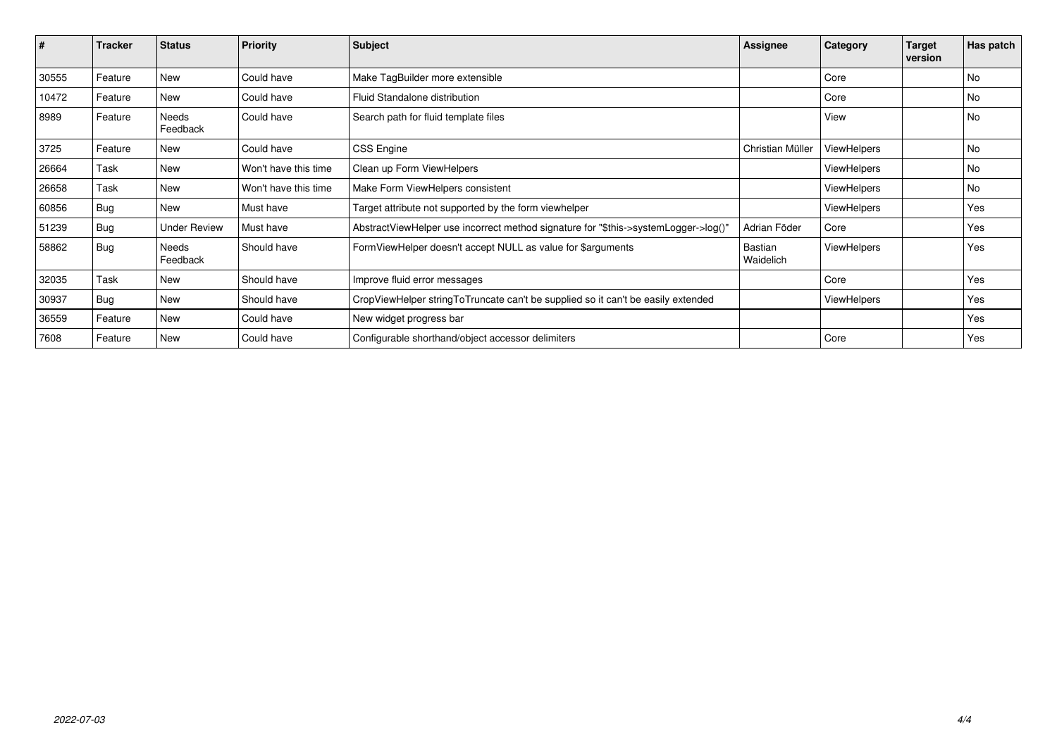| # | Tracker | Status | Priority | Subject | Assignee | Category | Target version | Has patch |
|---|---|---|---|---|---|---|---|---|
| 30555 | Feature | New | Could have | Make TagBuilder more extensible | | Core | | No |
| 10472 | Feature | New | Could have | Fluid Standalone distribution | | Core | | No |
| 8989 | Feature | Needs Feedback | Could have | Search path for fluid template files | | View | | No |
| 3725 | Feature | New | Could have | CSS Engine | Christian Müller | ViewHelpers | | No |
| 26664 | Task | New | Won't have this time | Clean up Form ViewHelpers | | ViewHelpers | | No |
| 26658 | Task | New | Won't have this time | Make Form ViewHelpers consistent | | ViewHelpers | | No |
| 60856 | Bug | New | Must have | Target attribute not supported by the form viewhelper | | ViewHelpers | | Yes |
| 51239 | Bug | Under Review | Must have | AbstractViewHelper use incorrect method signature for "$this->systemLogger->log()" | Adrian Föder | Core | | Yes |
| 58862 | Bug | Needs Feedback | Should have | FormViewHelper doesn't accept NULL as value for $arguments | Bastian Waidelich | ViewHelpers | | Yes |
| 32035 | Task | New | Should have | Improve fluid error messages | | Core | | Yes |
| 30937 | Bug | New | Should have | CropViewHelper stringToTruncate can't be supplied so it can't be easily extended | | ViewHelpers | | Yes |
| 36559 | Feature | New | Could have | New widget progress bar | | | | Yes |
| 7608 | Feature | New | Could have | Configurable shorthand/object accessor delimiters | | Core | | Yes |